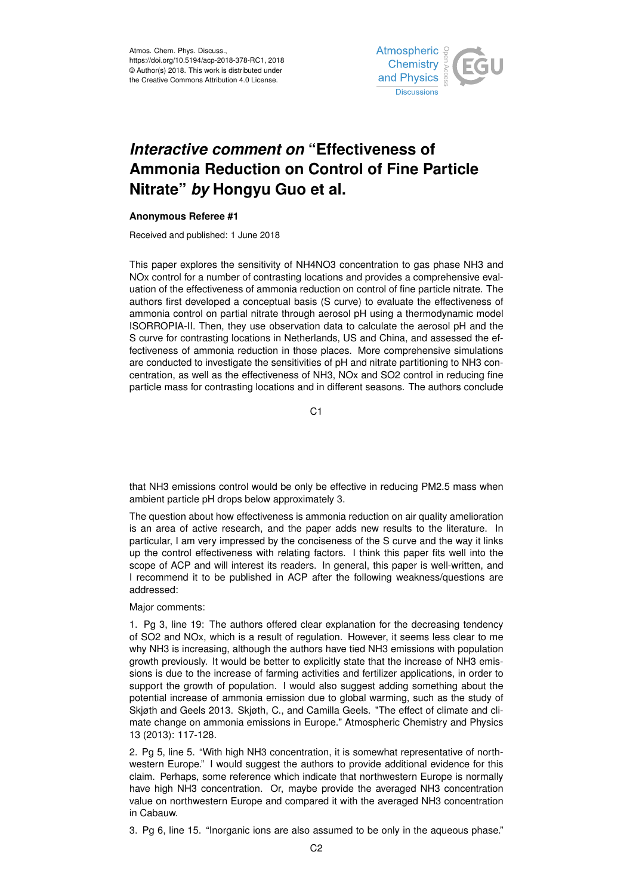# *Interactive comment on* "Effectiveness of Ammonia Reduction on Control of Fine Particle Nitrate" *by* Hongyu Guo et al.

**Anonymous Referee #1**

Received and published: 1 June 2018

This paper explores the sensitivity of $NH_4NO_3$ concentration to gas phase $NH_3$ and $NO_x$ control for a number of contrasting locations and provides a comprehensive evaluation of the effectiveness of ammonia reduction on control of fine particle nitrate. The authors first developed a conceptual basis (S curve) to evaluate the effectiveness of ammonia control on partial nitrate through aerosol pH using a thermodynamic model ISORROPIA-II. Then, they use observation data to calculate the aerosol pH and the S curve for contrasting locations in Netherlands, US and China, and assessed the effectiveness of ammonia reduction in those places. More comprehensive simulations are conducted to investigate the sensitivities of pH and nitrate partitioning to $NH_3$ concentration, as well as the effectiveness of $NH_3$, $NO_x$ and $SO_2$ control in reducing fine particle mass for contrasting locations and in different seasons. The authors conclude that $NH_3$ emissions control would be only be effective in reducing PM2.5 mass when ambient particle pH drops below approximately 3.

The question about how effectiveness is ammonia reduction on air quality amelioration is an area of active research, and the paper adds new results to the literature. In particular, I am very impressed by the conciseness of the S curve and the way it links up the control effectiveness with relating factors. I think this paper fits well into the scope of ACP and will interest its readers. In general, this paper is well-written, and I recommend it to be published in ACP after the following weakness/questions are addressed:

Major comments:

1. Pg 3, line 19: The authors offered clear explanation for the decreasing tendency of $SO_2$ and $NO_x$, which is a result of regulation. However, it seems less clear to me why $NH_3$ is increasing, although the authors have tied $NH_3$ emissions with population growth previously. It would be better to explicitly state that the increase of $NH_3$ emissions is due to the increase of farming activities and fertilizer applications, in order to support the growth of population. I would also suggest adding something about the potential increase of ammonia emission due to global warming, such as the study of Skjøth and Geels 2013. Skjøth, C., and Camilla Geels. "The effect of climate and climate change on ammonia emissions in Europe." Atmospheric Chemistry and Physics 13 (2013): 117-128.

2. Pg 5, line 5. "With high $NH_3$ concentration, it is somewhat representative of northwestern Europe." I would suggest the authors to provide additional evidence for this claim. Perhaps, some reference which indicate that northwestern Europe is normally have high $NH_3$ concentration. Or, maybe provide the averaged $NH_3$ concentration value on northwestern Europe and compared it with the averaged $NH_3$ concentration in Cabauw.

3. Pg 6, line 15. "Inorganic ions are also assumed to be only in the aqueous phase."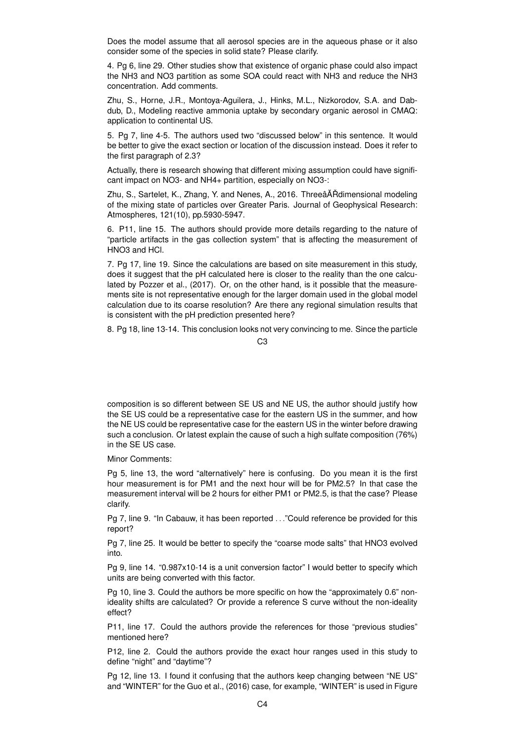Does the model assume that all aerosol species are in the aqueous phase or it also consider some of the species in solid state? Please clarify.

4. Pg 6, line 29. Other studies show that existence of organic phase could also impact the $NH_3$ and $NO_3$ partition as some SOA could react with $NH_3$ and reduce the $NH_3$ concentration. Add comments.

Zhu, S., Horne, J.R., Montoya-Aguilera, J., Hinks, M.L., Nizkorodov, S.A. and Dabdub, D., Modeling reactive ammonia uptake by secondary organic aerosol in CMAQ: application to continental US.

5. Pg 7, line 4-5. The authors used two "discussed below" in this sentence. It would be better to give the exact section or location of the discussion instead. Does it refer to the first paragraph of 2.3?

Actually, there is research showing that different mixing assumption could have significant impact on $NO_3^-$ and $NH_4^+$ partition, especially on $NO_3^-$:

Zhu, S., Sartelet, K., Zhang, Y. and Nenes, A., 2016. ThreeâĂŘdimensional modeling of the mixing state of particles over Greater Paris. Journal of Geophysical Research: Atmospheres, 121(10), pp.5930-5947.

6. P11, line 15. The authors should provide more details regarding to the nature of "particle artifacts in the gas collection system" that is affecting the measurement of $HNO_3$ and HCl.

7. Pg 17, line 19. Since the calculations are based on site measurement in this study, does it suggest that the pH calculated here is closer to the reality than the one calculated by Pozzer et al., (2017). Or, on the other hand, is it possible that the measurements site is not representative enough for the larger domain used in the global model calculation due to its coarse resolution? Are there any regional simulation results that is consistent with the pH prediction presented here?

8. Pg 18, line 13-14. This conclusion looks not very convincing to me. Since the particle composition is so different between SE US and NE US, the author should justify how the SE US could be a representative case for the eastern US in the summer, and how the NE US could be representative case for the eastern US in the winter before drawing such a conclusion. Or latest explain the cause of such a high sulfate composition (76%) in the SE US case.

Minor Comments:

Pg 5, line 13, the word "alternatively" here is confusing. Do you mean it is the first hour measurement is for PM1 and the next hour will be for PM2.5? In that case the measurement interval will be 2 hours for either PM1 or PM2.5, is that the case? Please clarify.

Pg 7, line 9. "In Cabauw, it has been reported . . ."Could reference be provided for this report?

Pg 7, line 25. It would be better to specify the "coarse mode salts" that $HNO_3$ evolved into.

Pg 9, line 14. "$0.987 \times 10^{-14}$ is a unit conversion factor" I would better to specify which units are being converted with this factor.

Pg 10, line 3. Could the authors be more specific on how the "approximately 0.6" non-ideality shifts are calculated? Or provide a reference S curve without the non-ideality effect?

P11, line 17. Could the authors provide the references for those "previous studies" mentioned here?

P12, line 2. Could the authors provide the exact hour ranges used in this study to define "night" and "daytime"?

Pg 12, line 13. I found it confusing that the authors keep changing between "NE US" and "WINTER" for the Guo et al., (2016) case, for example, "WINTER" is used in Figure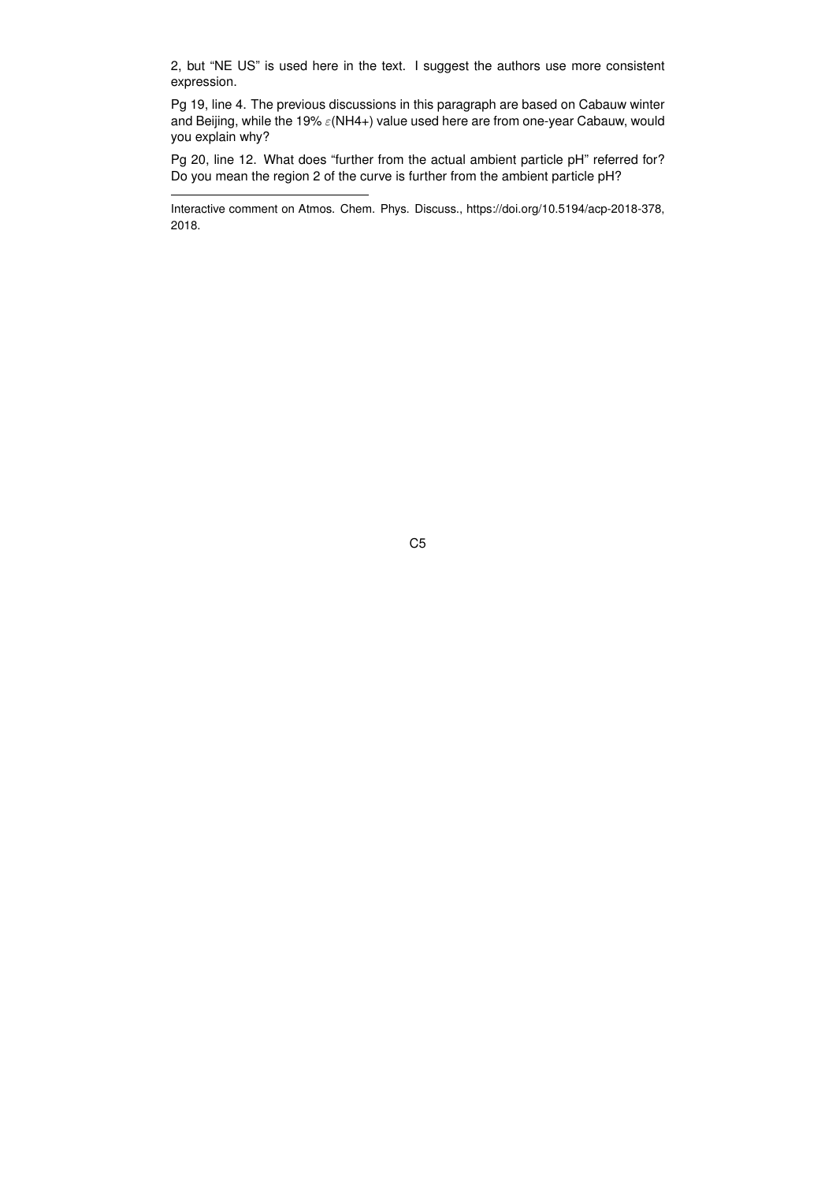2, but “NE US” is used here in the text. I suggest the authors use more consistent expression.

Pg 19, line 4. The previous discussions in this paragraph are based on Cabauw winter and Beijing, while the 19% $\varepsilon(NH_4^+)$ value used here are from one-year Cabauw, would you explain why?

Pg 20, line 12. What does “further from the actual ambient particle pH” referred for? Do you mean the region 2 of the curve is further from the ambient particle pH?

---

Interactive comment on Atmos. Chem. Phys. Discuss., https://doi.org/10.5194/acp-2018-378, 2018.